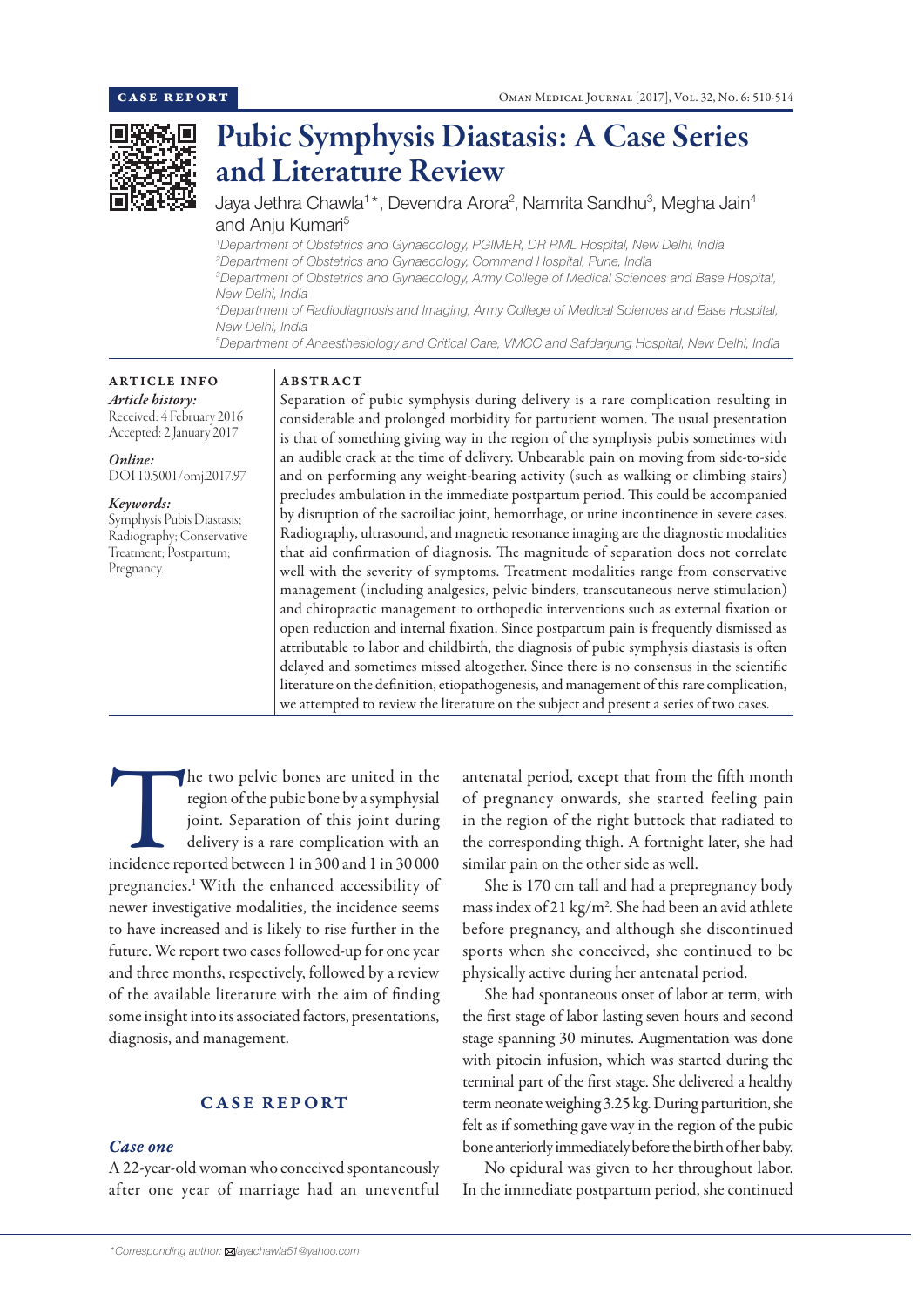CASE REPORT

# Pubic Symphysis Diastasis: A Case Series and Literature Review

Jaya Jethra Chawla[1]*, Devendra Arora[2], Namrita Sandhu[3], Megha Jain[4] and Anju Kumari[5]

[1]Department of Obstetrics and Gynaecology, PGIMER, DR RML Hospital, New Delhi, India
[2]Department of Obstetrics and Gynaecology, Command Hospital, Pune, India
[3]Department of Obstetrics and Gynaecology, Army College of Medical Sciences and Base Hospital, New Delhi, India
[4]Department of Radiodiagnosis and Imaging, Army College of Medical Sciences and Base Hospital, New Delhi, India
[5]Department of Anaesthesiology and Critical Care, VMCC and Safdarjung Hospital, New Delhi, India

**ARTICLE INFO**

*Article history:*
Received: 4 February 2016
Accepted: 2 January 2017

*Online:*
DOI 10.5001/omj.2017.97

*Keywords:*
Symphysis Pubis Diastasis; Radiography; Conservative Treatment; Postpartum; Pregnancy.

**ABSTRACT**

Separation of pubic symphysis during delivery is a rare complication resulting in considerable and prolonged morbidity for parturient women. The usual presentation is that of something giving way in the region of the symphysis pubis sometimes with an audible crack at the time of delivery. Unbearable pain on moving from side-to-side and on performing any weight-bearing activity (such as walking or climbing stairs) precludes ambulation in the immediate postpartum period. This could be accompanied by disruption of the sacroiliac joint, hemorrhage, or urine incontinence in severe cases. Radiography, ultrasound, and magnetic resonance imaging are the diagnostic modalities that aid confirmation of diagnosis. The magnitude of separation does not correlate well with the severity of symptoms. Treatment modalities range from conservative management (including analgesics, pelvic binders, transcutaneous nerve stimulation) and chiropractic management to orthopedic interventions such as external fixation or open reduction and internal fixation. Since postpartum pain is frequently dismissed as attributable to labor and childbirth, the diagnosis of pubic symphysis diastasis is often delayed and sometimes missed altogether. Since there is no consensus in the scientific literature on the definition, etiopathogenesis, and management of this rare complication, we attempted to review the literature on the subject and present a series of two cases.

The two pelvic bones are united in the region of the pubic bone by a symphysial joint. Separation of this joint during delivery is a rare complication with an incidence reported between 1 in 300 and 1 in 30 000 pregnancies.[1] With the enhanced accessibility of newer investigative modalities, the incidence seems to have increased and is likely to rise further in the future. We report two cases followed-up for one year and three months, respectively, followed by a review of the available literature with the aim of finding some insight into its associated factors, presentations, diagnosis, and management.

## CASE REPORT

### *Case one*

A 22-year-old woman who conceived spontaneously after one year of marriage had an uneventful antenatal period, except that from the fifth month of pregnancy onwards, she started feeling pain in the region of the right buttock that radiated to the corresponding thigh. A fortnight later, she had similar pain on the other side as well.

She is 170 cm tall and had a prepregnancy body mass index of 21 kg/m$^2$. She had been an avid athlete before pregnancy, and although she discontinued sports when she conceived, she continued to be physically active during her antenatal period.

She had spontaneous onset of labor at term, with the first stage of labor lasting seven hours and second stage spanning 30 minutes. Augmentation was done with pitocin infusion, which was started during the terminal part of the first stage. She delivered a healthy term neonate weighing 3.25 kg. During parturition, she felt as if something gave way in the region of the pubic bone anteriorly immediately before the birth of her baby.

No epidural was given to her throughout labor. In the immediate postpartum period, she continued

*Corresponding author: jayachawla51@yahoo.com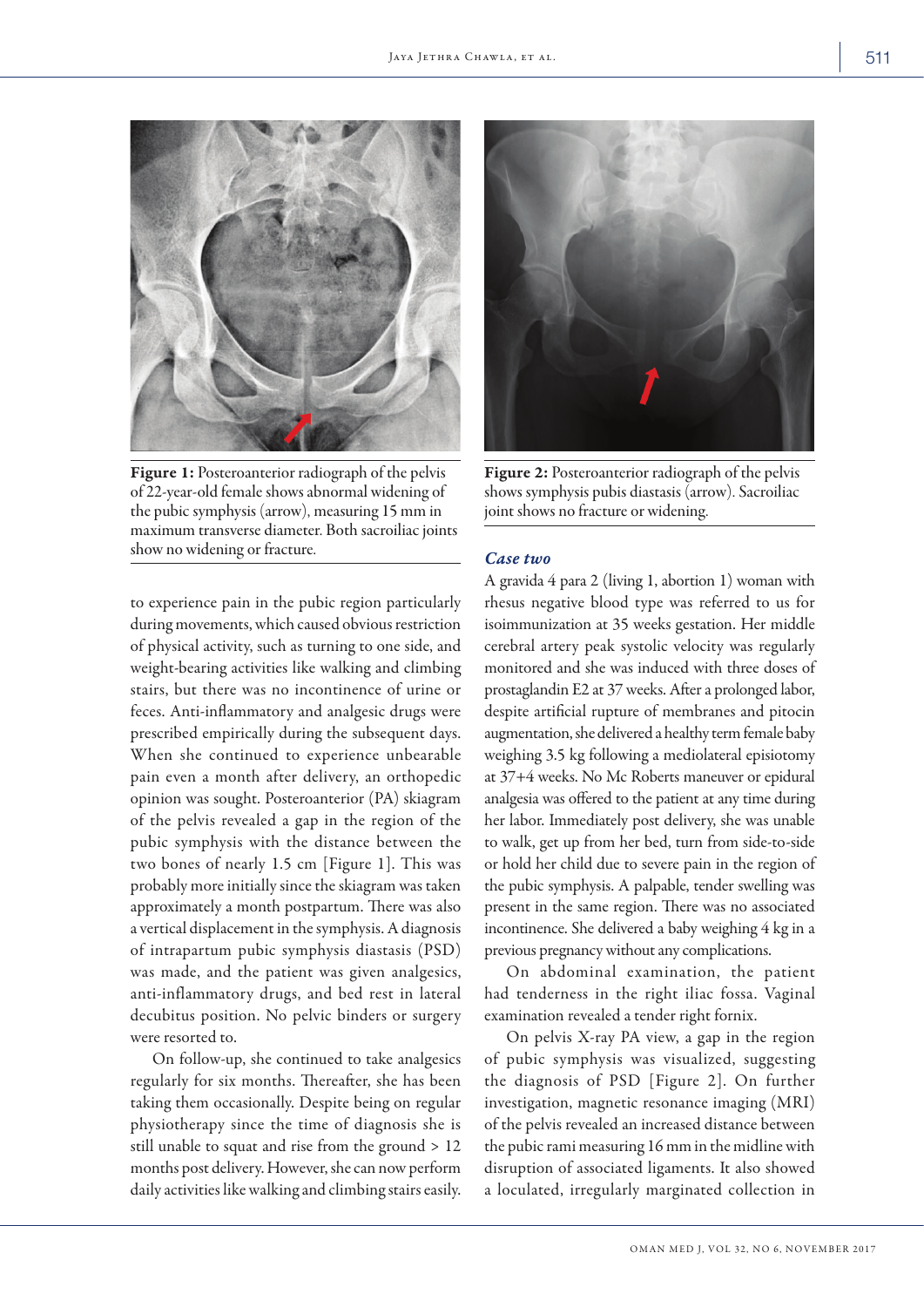Figure 1: Posteroanterior radiograph of the pelvis of 22-year-old female shows abnormal widening of the pubic symphysis (arrow), measuring 15 mm in maximum transverse diameter. Both sacroiliac joints show no widening or fracture.

Figure 2: Posteroanterior radiograph of the pelvis shows symphysis pubis diastasis (arrow). Sacroiliac joint shows no fracture or widening.

to experience pain in the pubic region particularly during movements, which caused obvious restriction of physical activity, such as turning to one side, and weight-bearing activities like walking and climbing stairs, but there was no incontinence of urine or feces. Anti-inflammatory and analgesic drugs were prescribed empirically during the subsequent days. When she continued to experience unbearable pain even a month after delivery, an orthopedic opinion was sought. Posteroanterior (PA) skiagram of the pelvis revealed a gap in the region of the pubic symphysis with the distance between the two bones of nearly 1.5 cm [Figure 1]. This was probably more initially since the skiagram was taken approximately a month postpartum. There was also a vertical displacement in the symphysis. A diagnosis of intrapartum pubic symphysis diastasis (PSD) was made, and the patient was given analgesics, anti-inflammatory drugs, and bed rest in lateral decubitus position. No pelvic binders or surgery were resorted to.

On follow-up, she continued to take analgesics regularly for six months. Thereafter, she has been taking them occasionally. Despite being on regular physiotherapy since the time of diagnosis she is still unable to squat and rise from the ground > 12 months post delivery. However, she can now perform daily activities like walking and climbing stairs easily.

### *Case two*

A gravida 4 para 2 (living 1, abortion 1) woman with rhesus negative blood type was referred to us for isoimmunization at 35 weeks gestation. Her middle cerebral artery peak systolic velocity was regularly monitored and she was induced with three doses of prostaglandin E2 at 37 weeks. After a prolonged labor, despite artificial rupture of membranes and pitocin augmentation, she delivered a healthy term female baby weighing 3.5 kg following a mediolateral episiotomy at 37+4 weeks. No Mc Roberts maneuver or epidural analgesia was offered to the patient at any time during her labor. Immediately post delivery, she was unable to walk, get up from her bed, turn from side-to-side or hold her child due to severe pain in the region of the pubic symphysis. A palpable, tender swelling was present in the same region. There was no associated incontinence. She delivered a baby weighing 4 kg in a previous pregnancy without any complications.

On abdominal examination, the patient had tenderness in the right iliac fossa. Vaginal examination revealed a tender right fornix.

On pelvis X-ray PA view, a gap in the region of pubic symphysis was visualized, suggesting the diagnosis of PSD [Figure 2]. On further investigation, magnetic resonance imaging (MRI) of the pelvis revealed an increased distance between the pubic rami measuring 16 mm in the midline with disruption of associated ligaments. It also showed a loculated, irregularly marginated collection in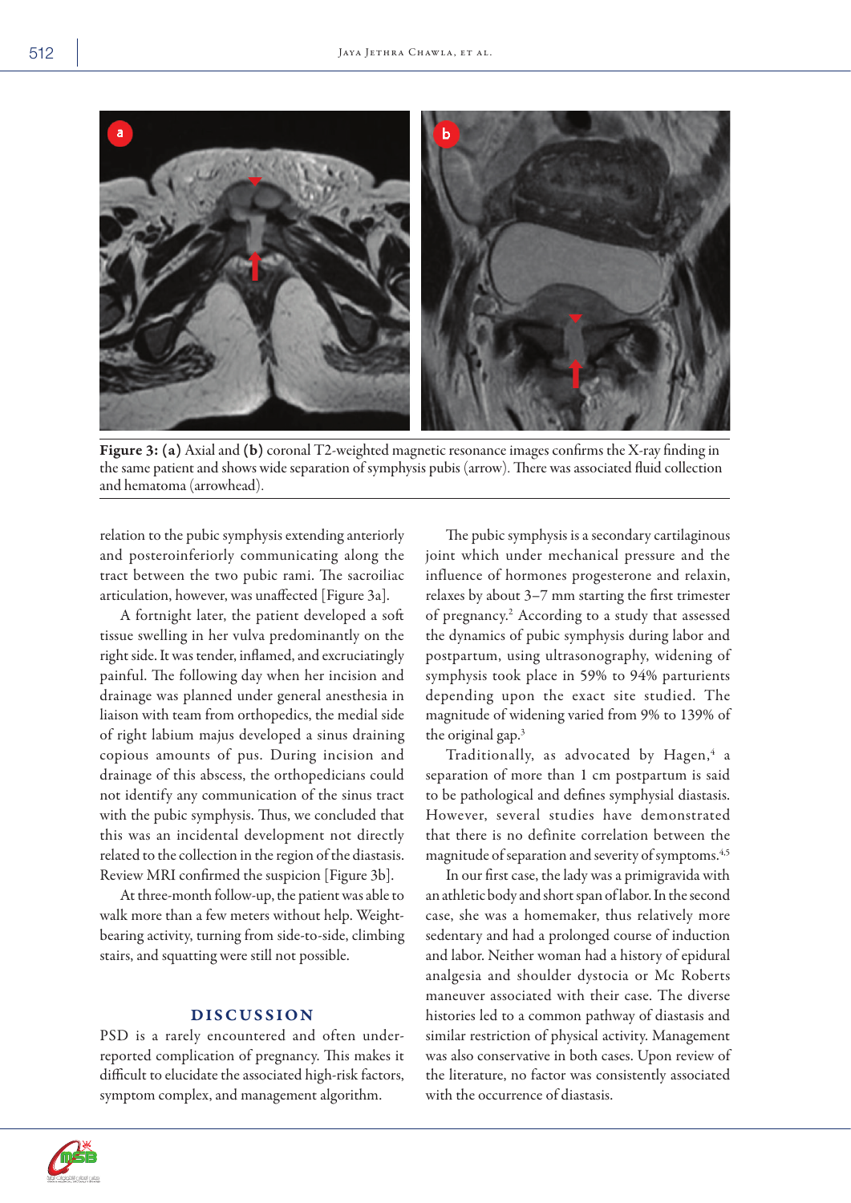Figure 3: (a) Axial and (b) coronal T2-weighted magnetic resonance images confirms the X-ray finding in the same patient and shows wide separation of symphysis pubis (arrow). There was associated fluid collection and hematoma (arrowhead).

relation to the pubic symphysis extending anteriorly and posteroinferiorly communicating along the tract between the two pubic rami. The sacroiliac articulation, however, was unaffected [Figure 3a].

A fortnight later, the patient developed a soft tissue swelling in her vulva predominantly on the right side. It was tender, inflamed, and excruciatingly painful. The following day when her incision and drainage was planned under general anesthesia in liaison with team from orthopedics, the medial side of right labium majus developed a sinus draining copious amounts of pus. During incision and drainage of this abscess, the orthopedicians could not identify any communication of the sinus tract with the pubic symphysis. Thus, we concluded that this was an incidental development not directly related to the collection in the region of the diastasis. Review MRI confirmed the suspicion [Figure 3b].

At three-month follow-up, the patient was able to walk more than a few meters without help. Weight-bearing activity, turning from side-to-side, climbing stairs, and squatting were still not possible.

## DISCUSSION

PSD is a rarely encountered and often under-reported complication of pregnancy. This makes it difficult to elucidate the associated high-risk factors, symptom complex, and management algorithm.

The pubic symphysis is a secondary cartilaginous joint which under mechanical pressure and the influence of hormones progesterone and relaxin, relaxes by about 3–7 mm starting the first trimester of pregnancy.[2] According to a study that assessed the dynamics of pubic symphysis during labor and postpartum, using ultrasonography, widening of symphysis took place in 59% to 94% parturients depending upon the exact site studied. The magnitude of widening varied from 9% to 139% of the original gap.[3]

Traditionally, as advocated by Hagen,[4] a separation of more than 1 cm postpartum is said to be pathological and defines symphysial diastasis. However, several studies have demonstrated that there is no definite correlation between the magnitude of separation and severity of symptoms.[4,5]

In our first case, the lady was a primigravida with an athletic body and short span of labor. In the second case, she was a homemaker, thus relatively more sedentary and had a prolonged course of induction and labor. Neither woman had a history of epidural analgesia and shoulder dystocia or Mc Roberts maneuver associated with their case. The diverse histories led to a common pathway of diastasis and similar restriction of physical activity. Management was also conservative in both cases. Upon review of the literature, no factor was consistently associated with the occurrence of diastasis.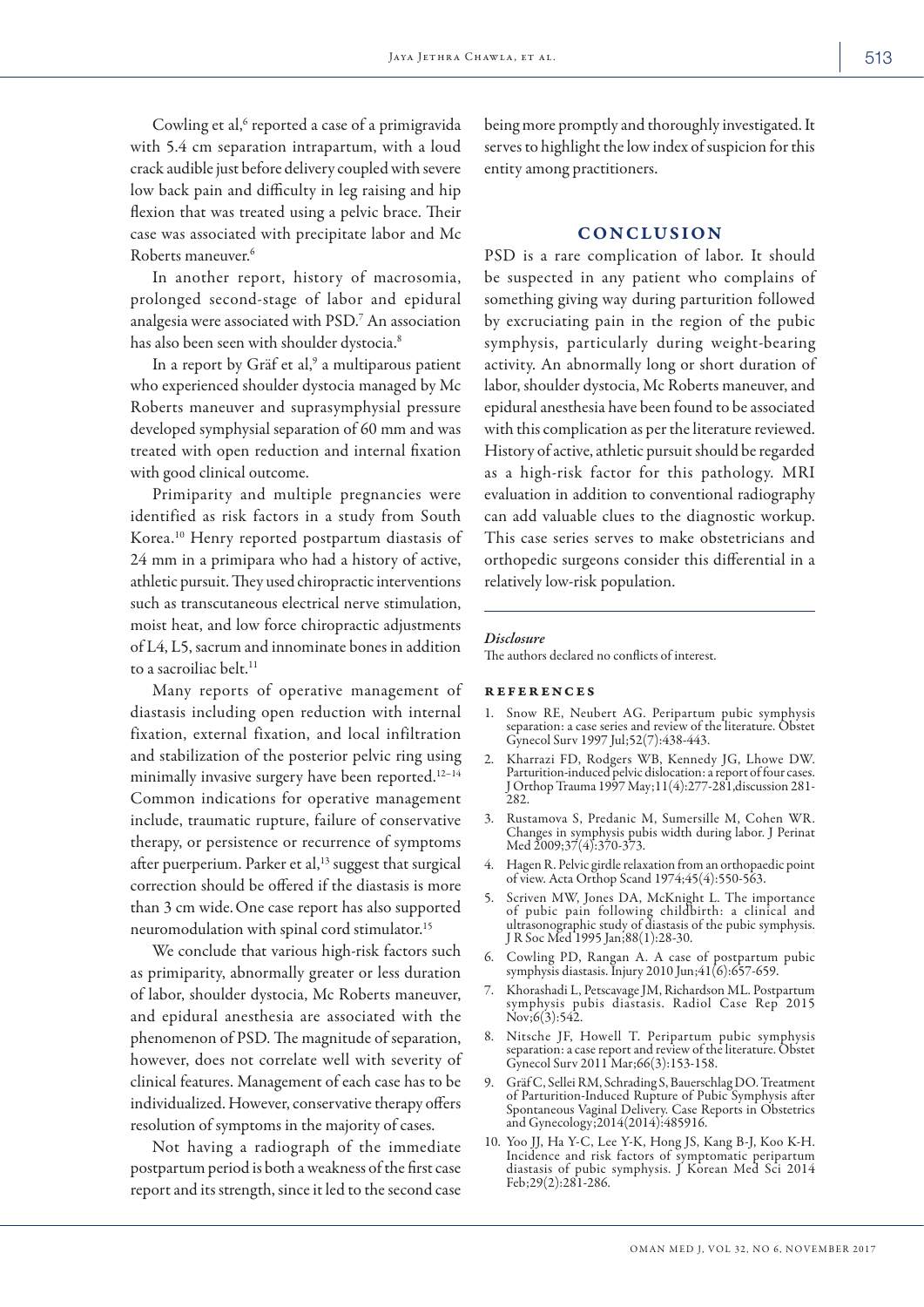Cowling et al,[6] reported a case of a primigravida with 5.4 cm separation intrapartum, with a loud crack audible just before delivery coupled with severe low back pain and difficulty in leg raising and hip flexion that was treated using a pelvic brace. Their case was associated with precipitate labor and Mc Roberts maneuver.[6]

In another report, history of macrosomia, prolonged second-stage of labor and epidural analgesia were associated with PSD.[7] An association has also been seen with shoulder dystocia.[8]

In a report by Gräf et al,[9] a multiparous patient who experienced shoulder dystocia managed by Mc Roberts maneuver and suprasymphysial pressure developed symphysial separation of 60 mm and was treated with open reduction and internal fixation with good clinical outcome.

Primiparity and multiple pregnancies were identified as risk factors in a study from South Korea.[10] Henry reported postpartum diastasis of 24 mm in a primipara who had a history of active, athletic pursuit. They used chiropractic interventions such as transcutaneous electrical nerve stimulation, moist heat, and low force chiropractic adjustments of L4, L5, sacrum and innominate bones in addition to a sacroiliac belt.[11]

Many reports of operative management of diastasis including open reduction with internal fixation, external fixation, and local infiltration and stabilization of the posterior pelvic ring using minimally invasive surgery have been reported.[12–14] Common indications for operative management include, traumatic rupture, failure of conservative therapy, or persistence or recurrence of symptoms after puerperium. Parker et al,[13] suggest that surgical correction should be offered if the diastasis is more than 3 cm wide. One case report has also supported neuromodulation with spinal cord stimulator.[15]

We conclude that various high-risk factors such as primiparity, abnormally greater or less duration of labor, shoulder dystocia, Mc Roberts maneuver, and epidural anesthesia are associated with the phenomenon of PSD. The magnitude of separation, however, does not correlate well with severity of clinical features. Management of each case has to be individualized. However, conservative therapy offers resolution of symptoms in the majority of cases.

Not having a radiograph of the immediate postpartum period is both a weakness of the first case report and its strength, since it led to the second case being more promptly and thoroughly investigated. It serves to highlight the low index of suspicion for this entity among practitioners.

## CONCLUSION

PSD is a rare complication of labor. It should be suspected in any patient who complains of something giving way during parturition followed by excruciating pain in the region of the pubic symphysis, particularly during weight-bearing activity. An abnormally long or short duration of labor, shoulder dystocia, Mc Roberts maneuver, and epidural anesthesia have been found to be associated with this complication as per the literature reviewed. History of active, athletic pursuit should be regarded as a high-risk factor for this pathology. MRI evaluation in addition to conventional radiography can add valuable clues to the diagnostic workup. This case series serves to make obstetricians and orthopedic surgeons consider this differential in a relatively low-risk population.

*Disclosure*

The authors declared no conflicts of interest.

### REFERENCES

1. Snow RE, Neubert AG. Peripartum pubic symphysis separation: a case series and review of the literature. Obstet Gynecol Surv 1997 Jul;52(7):438-443.
2. Kharrazi FD, Rodgers WB, Kennedy JG, Lhowe DW. Parturition-induced pelvic dislocation: a report of four cases. J Orthop Trauma 1997 May;11(4):277-281,discussion 281-282.
3. Rustamova S, Predanic M, Sumersille M, Cohen WR. Changes in symphysis pubis width during labor. J Perinat Med 2009;37(4):370-373.
4. Hagen R. Pelvic girdle relaxation from an orthopaedic point of view. Acta Orthop Scand 1974;45(4):550-563.
5. Scriven MW, Jones DA, McKnight L. The importance of pubic pain following childbirth: a clinical and ultrasonographic study of diastasis of the pubic symphysis. J R Soc Med 1995 Jan;88(1):28-30.
6. Cowling PD, Rangan A. A case of postpartum pubic symphysis diastasis. Injury 2010 Jun;41(6):657-659.
7. Khorashadi L, Petscavage JM, Richardson ML. Postpartum symphysis pubis diastasis. Radiol Case Rep 2015 Nov;6(3):542.
8. Nitsche JF, Howell T. Peripartum pubic symphysis separation: a case report and review of the literature. Obstet Gynecol Surv 2011 Mar;66(3):153-158.
9. Gräf C, Sellei RM, Schrading S, Bauerschlag DO. Treatment of Parturition-Induced Rupture of Pubic Symphysis after Spontaneous Vaginal Delivery. Case Reports in Obstetrics and Gynecology;2014(2014):485916.
10. Yoo JJ, Ha Y-C, Lee Y-K, Hong JS, Kang B-J, Koo K-H. Incidence and risk factors of symptomatic peripartum diastasis of pubic symphysis. J Korean Med Sci 2014 Feb;29(2):281-286.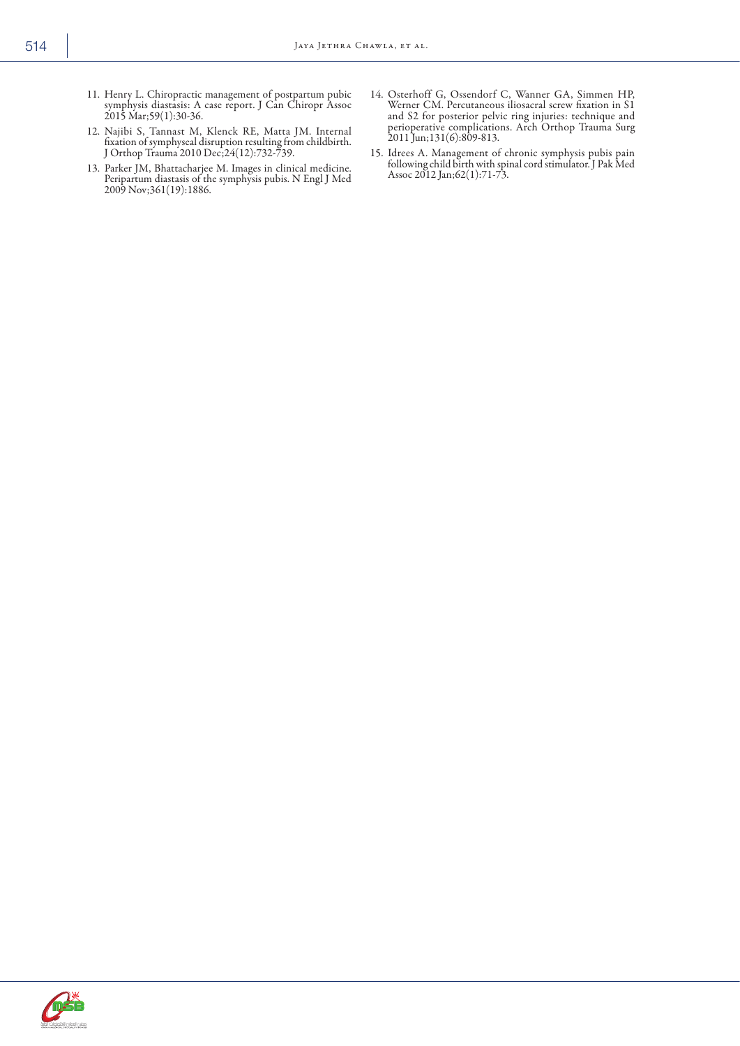11. Henry L. Chiropractic management of postpartum pubic symphysis diastasis: A case report. J Can Chiropr Assoc 2015 Mar;59(1):30-36.
12. Najibi S, Tannast M, Klenck RE, Matta JM. Internal fixation of symphyseal disruption resulting from childbirth. J Orthop Trauma 2010 Dec;24(12):732-739.
13. Parker JM, Bhattacharjee M. Images in clinical medicine. Peripartum diastasis of the symphysis pubis. N Engl J Med 2009 Nov;361(19):1886.
14. Osterhoff G, Ossendorf C, Wanner GA, Simmen HP, Werner CM. Percutaneous iliosacral screw fixation in S1 and S2 for posterior pelvic ring injuries: technique and perioperative complications. Arch Orthop Trauma Surg 2011 Jun;131(6):809-813.
15. Idrees A. Management of chronic symphysis pubis pain following child birth with spinal cord stimulator. J Pak Med Assoc 2012 Jan;62(1):71-73.